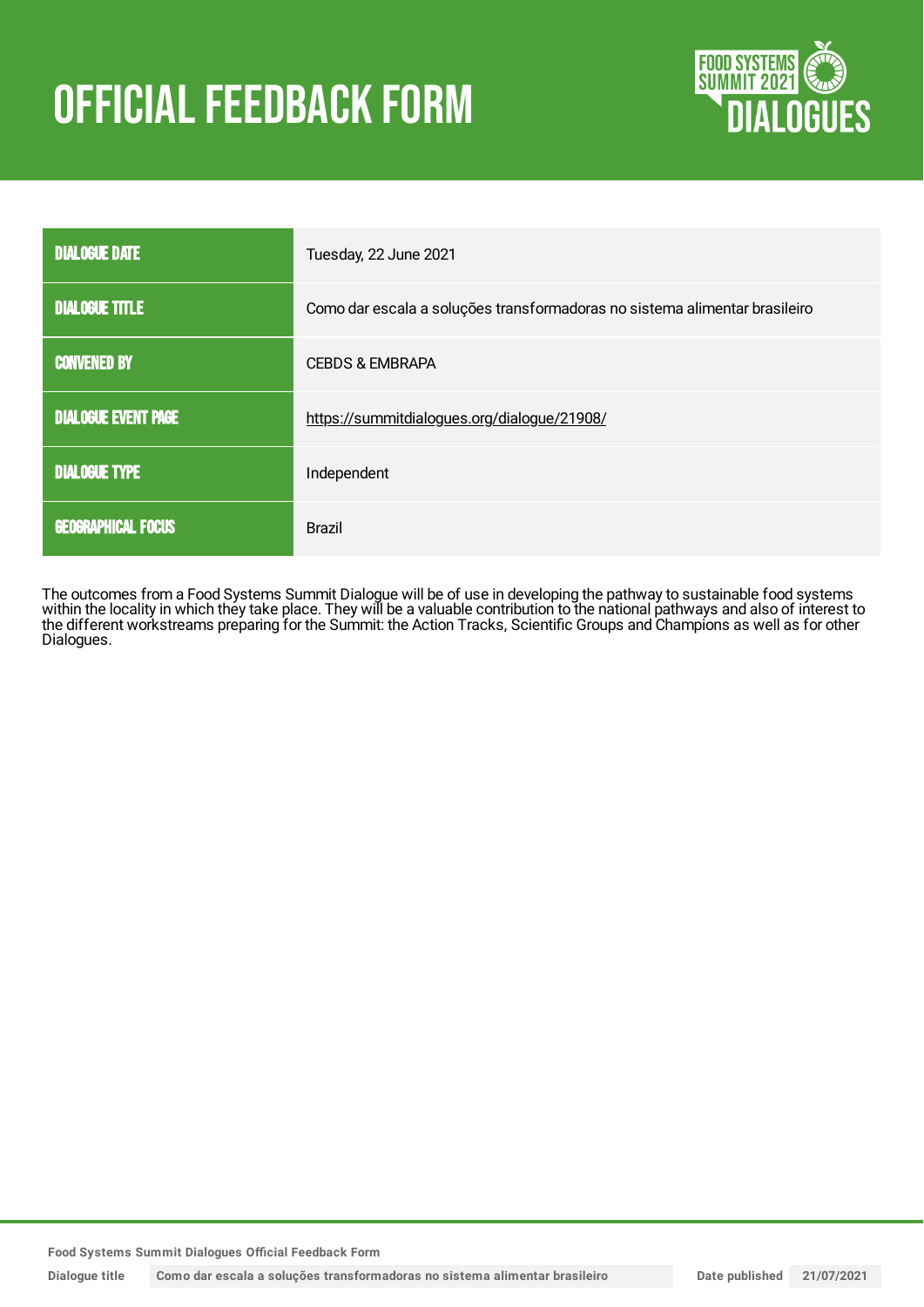# OFFICIAL FEEDBACK FORM

| | |
|---|---|
| DIALOGUE DATE | Tuesday, 22 June 2021 |
| DIALOGUE TITLE | Como dar escala a soluções transformadoras no sistema alimentar brasileiro |
| CONVENED BY | CEBDS & EMBRAPA |
| DIALOGUE EVENT PAGE | https://summitdialogues.org/dialogue/21908/ |
| DIALOGUE TYPE | Independent |
| GEOGRAPHICAL FOCUS | Brazil |

The outcomes from a Food Systems Summit Dialogue will be of use in developing the pathway to sustainable food systems within the locality in which they take place. They will be a valuable contribution to the national pathways and also of interest to the different workstreams preparing for the Summit: the Action Tracks, Scientific Groups and Champions as well as for other Dialogues.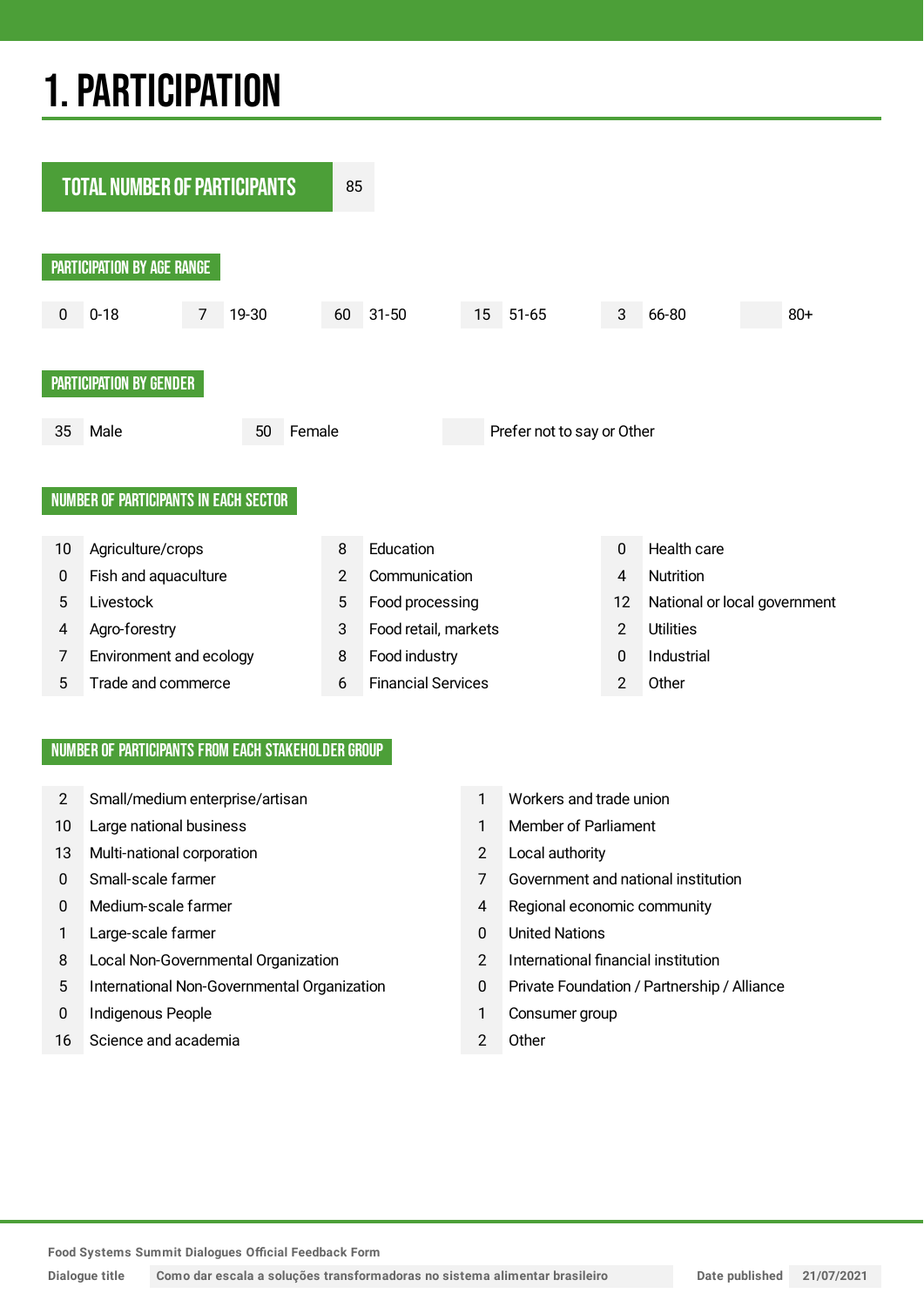# 1. PARTICIPATION

## TOTAL NUMBER OF PARTICIPANTS

85

### PARTICIPATION BY AGE RANGE

| 0-18 | 19-30 | 31-50 | 51-65 | 66-80 | 80+ |
|---|---|---|---|---|---|
| 0 | 7 | 60 | 15 | 3 | |

### PARTICIPATION BY GENDER

| Male | Female | Prefer not to say or Other |
|---|---|---|
| 35 | 50 | |

### NUMBER OF PARTICIPANTS IN EACH SECTOR

| Number | Sector | Number | Sector | Number | Sector |
|---|---|---|---|---|---|
| 10 | Agriculture/crops | 8 | Education | 0 | Health care |
| 0 | Fish and aquaculture | 2 | Communication | 4 | Nutrition |
| 5 | Livestock | 5 | Food processing | 12 | National or local government |
| 4 | Agro-forestry | 3 | Food retail, markets | 2 | Utilities |
| 7 | Environment and ecology | 8 | Food industry | 0 | Industrial |
| 5 | Trade and commerce | 6 | Financial Services | 2 | Other |

### NUMBER OF PARTICIPANTS FROM EACH STAKEHOLDER GROUP

| Number | Stakeholder group | Number | Stakeholder group |
|---|---|---|---|
| 2 | Small/medium enterprise/artisan | 1 | Workers and trade union |
| 10 | Large national business | 1 | Member of Parliament |
| 13 | Multi-national corporation | 2 | Local authority |
| 0 | Small-scale farmer | 7 | Government and national institution |
| 0 | Medium-scale farmer | 4 | Regional economic community |
| 1 | Large-scale farmer | 0 | United Nations |
| 8 | Local Non-Governmental Organization | 2 | International financial institution |
| 5 | International Non-Governmental Organization | 0 | Private Foundation / Partnership / Alliance |
| 0 | Indigenous People | 1 | Consumer group |
| 16 | Science and academia | 2 | Other |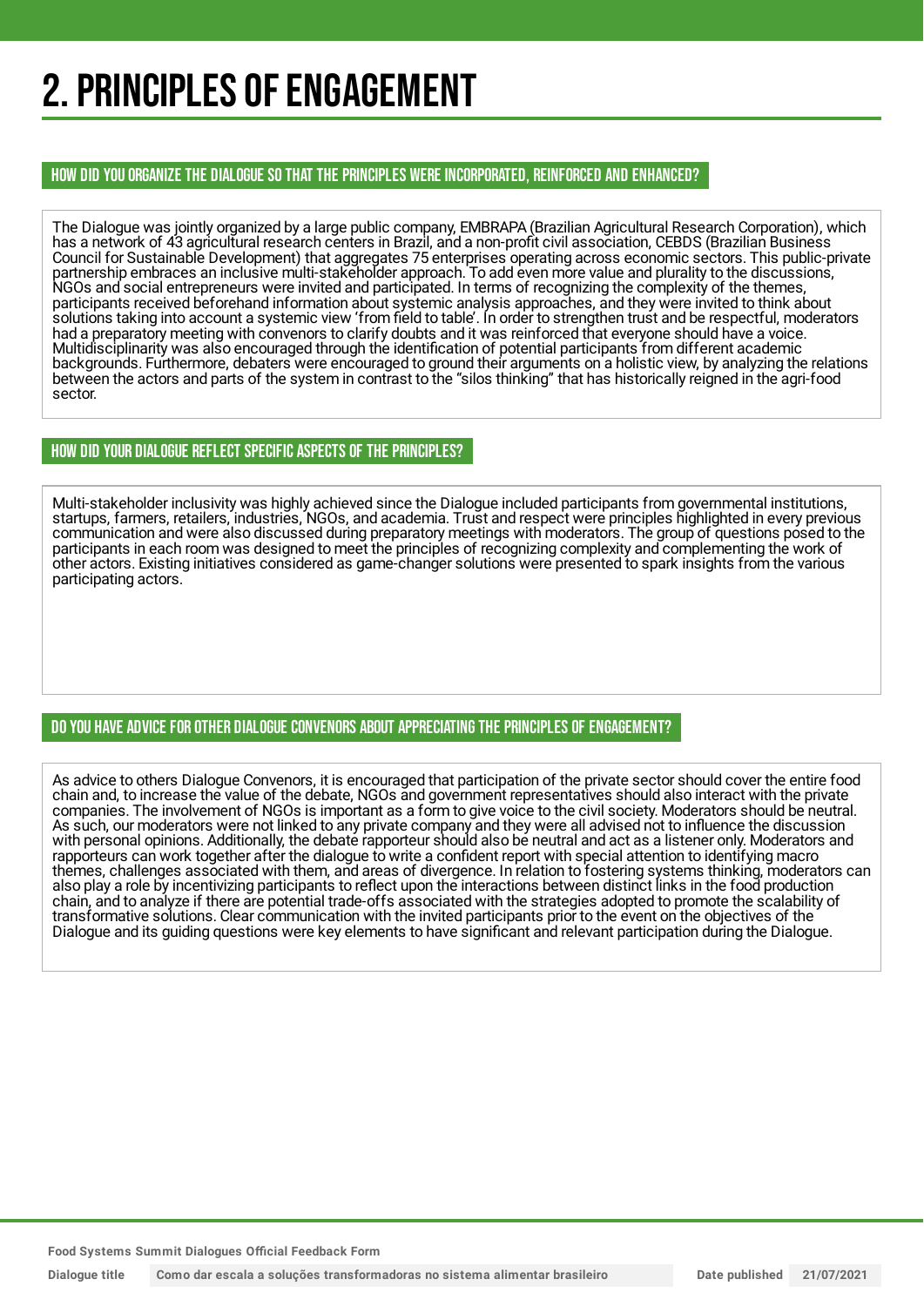# 2. PRINCIPLES OF ENGAGEMENT

## HOW DID YOU ORGANIZE THE DIALOGUE SO THAT THE PRINCIPLES WERE INCORPORATED, REINFORCED AND ENHANCED?

The Dialogue was jointly organized by a large public company, EMBRAPA (Brazilian Agricultural Research Corporation), which has a network of 43 agricultural research centers in Brazil, and a non-profit civil association, CEBDS (Brazilian Business Council for Sustainable Development) that aggregates 75 enterprises operating across economic sectors. This public-private partnership embraces an inclusive multi-stakeholder approach. To add even more value and plurality to the discussions, NGOs and social entrepreneurs were invited and participated. In terms of recognizing the complexity of the themes, participants received beforehand information about systemic analysis approaches, and they were invited to think about solutions taking into account a systemic view 'from field to table'. In order to strengthen trust and be respectful, moderators had a preparatory meeting with convenors to clarify doubts and it was reinforced that everyone should have a voice. Multidisciplinarity was also encouraged through the identification of potential participants from different academic backgrounds. Furthermore, debaters were encouraged to ground their arguments on a holistic view, by analyzing the relations between the actors and parts of the system in contrast to the "silos thinking" that has historically reigned in the agri-food sector.

## HOW DID YOUR DIALOGUE REFLECT SPECIFIC ASPECTS OF THE PRINCIPLES?

Multi-stakeholder inclusivity was highly achieved since the Dialogue included participants from governmental institutions, startups, farmers, retailers, industries, NGOs, and academia. Trust and respect were principles highlighted in every previous communication and were also discussed during preparatory meetings with moderators. The group of questions posed to the participants in each room was designed to meet the principles of recognizing complexity and complementing the work of other actors. Existing initiatives considered as game-changer solutions were presented to spark insights from the various participating actors.

## DO YOU HAVE ADVICE FOR OTHER DIALOGUE CONVENORS ABOUT APPRECIATING THE PRINCIPLES OF ENGAGEMENT?

As advice to others Dialogue Convenors, it is encouraged that participation of the private sector should cover the entire food chain and, to increase the value of the debate, NGOs and government representatives should also interact with the private companies. The involvement of NGOs is important as a form to give voice to the civil society. Moderators should be neutral. As such, our moderators were not linked to any private company and they were all advised not to influence the discussion with personal opinions. Additionally, the debate rapporteur should also be neutral and act as a listener only. Moderators and rapporteurs can work together after the dialogue to write a confident report with special attention to identifying macro themes, challenges associated with them, and areas of divergence. In relation to fostering systems thinking, moderators can also play a role by incentivizing participants to reflect upon the interactions between distinct links in the food production chain, and to analyze if there are potential trade-offs associated with the strategies adopted to promote the scalability of transformative solutions. Clear communication with the invited participants prior to the event on the objectives of the Dialogue and its guiding questions were key elements to have significant and relevant participation during the Dialogue.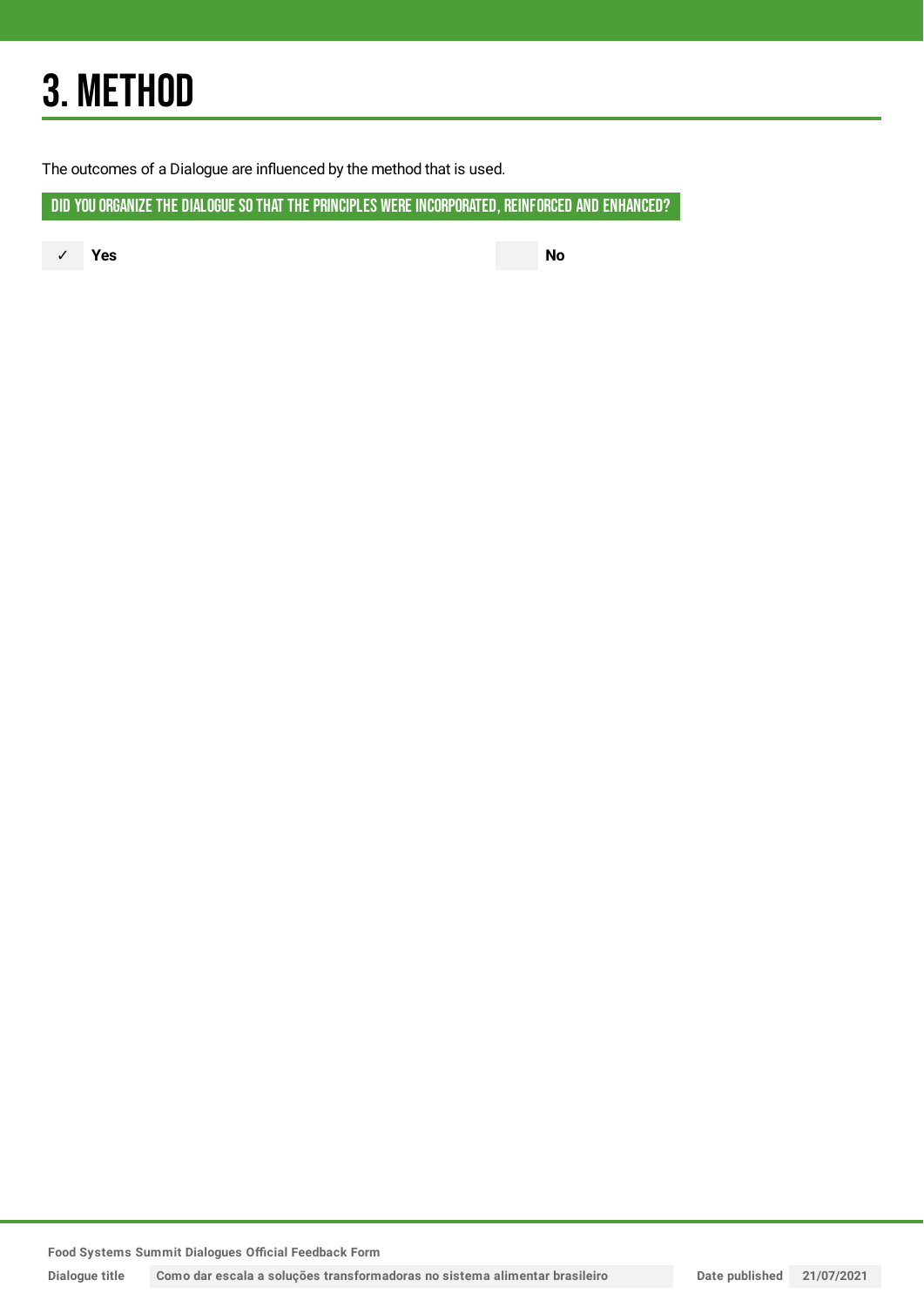# 3. METHOD

The outcomes of a Dialogue are influenced by the method that is used.

**DID YOU ORGANIZE THE DIALOGUE SO THAT THE PRINCIPLES WERE INCORPORATED, REINFORCED AND ENHANCED?**

✓ **Yes**

**No**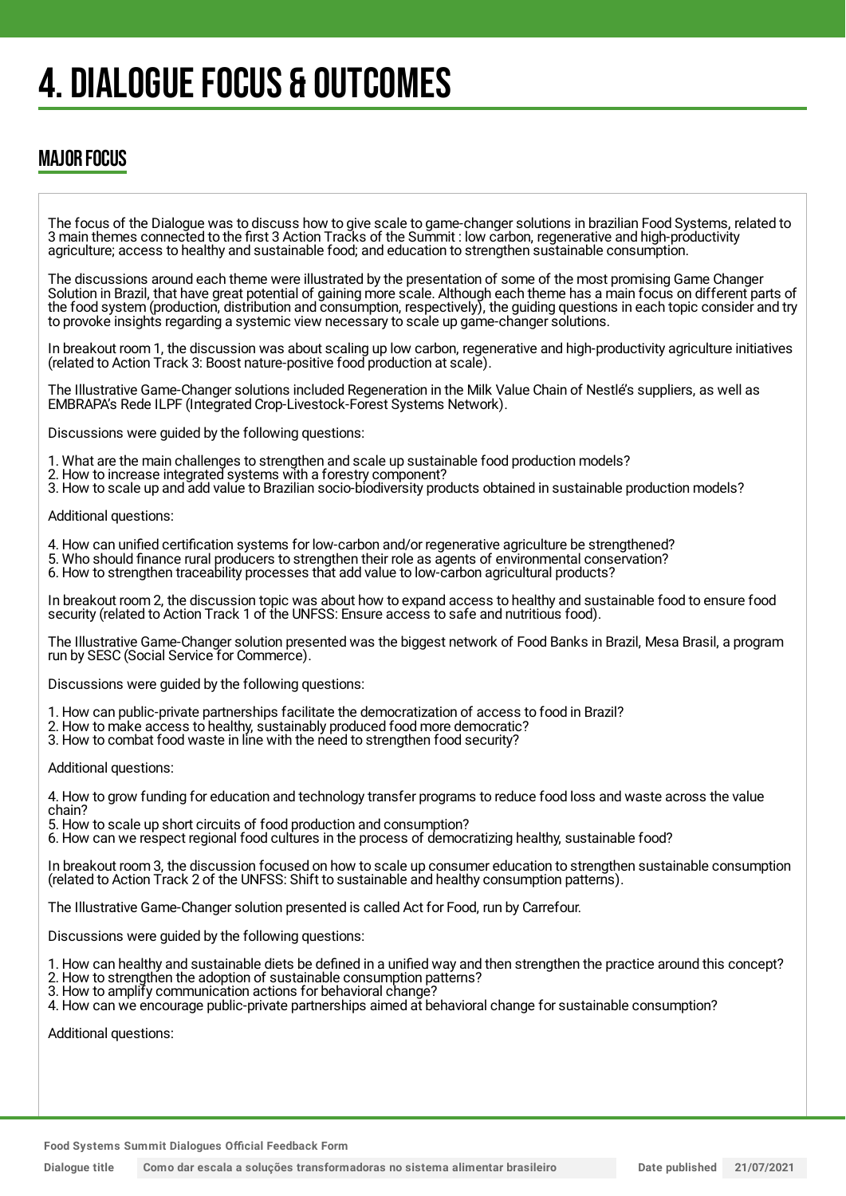# 4. DIALOGUE FOCUS & OUTCOMES

## MAJOR FOCUS

The focus of the Dialogue was to discuss how to give scale to game-changer solutions in brazilian Food Systems, related to 3 main themes connected to the first 3 Action Tracks of the Summit : low carbon, regenerative and high-productivity agriculture; access to healthy and sustainable food; and education to strengthen sustainable consumption.

The discussions around each theme were illustrated by the presentation of some of the most promising Game Changer Solution in Brazil, that have great potential of gaining more scale. Although each theme has a main focus on different parts of the food system (production, distribution and consumption, respectively), the guiding questions in each topic consider and try to provoke insights regarding a systemic view necessary to scale up game-changer solutions.

In breakout room 1, the discussion was about scaling up low carbon, regenerative and high-productivity agriculture initiatives (related to Action Track 3: Boost nature-positive food production at scale).

The Illustrative Game-Changer solutions included Regeneration in the Milk Value Chain of Nestlé's suppliers, as well as EMBRAPA's Rede ILPF (Integrated Crop-Livestock-Forest Systems Network).

Discussions were guided by the following questions:

1. What are the main challenges to strengthen and scale up sustainable food production models?
2. How to increase integrated systems with a forestry component?
3. How to scale up and add value to Brazilian socio-biodiversity products obtained in sustainable production models?

Additional questions:

4. How can unified certification systems for low-carbon and/or regenerative agriculture be strengthened?
5. Who should finance rural producers to strengthen their role as agents of environmental conservation?
6. How to strengthen traceability processes that add value to low-carbon agricultural products?

In breakout room 2, the discussion topic was about how to expand access to healthy and sustainable food to ensure food security (related to Action Track 1 of the UNFSS: Ensure access to safe and nutritious food).

The Illustrative Game-Changer solution presented was the biggest network of Food Banks in Brazil, Mesa Brasil, a program run by SESC (Social Service for Commerce).

Discussions were guided by the following questions:

1. How can public-private partnerships facilitate the democratization of access to food in Brazil?
2. How to make access to healthy, sustainably produced food more democratic?
3. How to combat food waste in line with the need to strengthen food security?

Additional questions:

4. How to grow funding for education and technology transfer programs to reduce food loss and waste across the value chain?
5. How to scale up short circuits of food production and consumption?
6. How can we respect regional food cultures in the process of democratizing healthy, sustainable food?

In breakout room 3, the discussion focused on how to scale up consumer education to strengthen sustainable consumption (related to Action Track 2 of the UNFSS: Shift to sustainable and healthy consumption patterns).

The Illustrative Game-Changer solution presented is called Act for Food, run by Carrefour.

Discussions were guided by the following questions:

1. How can healthy and sustainable diets be defined in a unified way and then strengthen the practice around this concept?
2. How to strengthen the adoption of sustainable consumption patterns?
3. How to amplify communication actions for behavioral change?
4. How can we encourage public-private partnerships aimed at behavioral change for sustainable consumption?

Additional questions: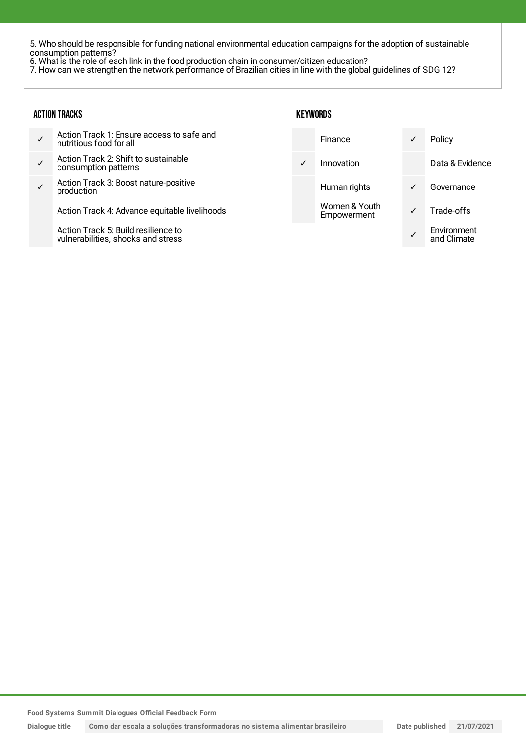5. Who should be responsible for funding national environmental education campaigns for the adoption of sustainable consumption patterns?
6. What is the role of each link in the food production chain in consumer/citizen education?
7. How can we strengthen the network performance of Brazilian cities in line with the global guidelines of SDG 12?

### ACTION TRACKS

| | |
|---|---|
| ✓ | Action Track 1: Ensure access to safe and nutritious food for all |
| ✓ | Action Track 2: Shift to sustainable consumption patterns |
| ✓ | Action Track 3: Boost nature-positive production |
| | Action Track 4: Advance equitable livelihoods |
| | Action Track 5: Build resilience to vulnerabilities, shocks and stress |

### KEYWORDS

| | | | |
|---|---|---|---|
| | Finance | ✓ | Policy |
| ✓ | Innovation | | Data & Evidence |
| | Human rights | ✓ | Governance |
| | Women & Youth Empowerment | ✓ | Trade-offs |
| | | ✓ | Environment and Climate |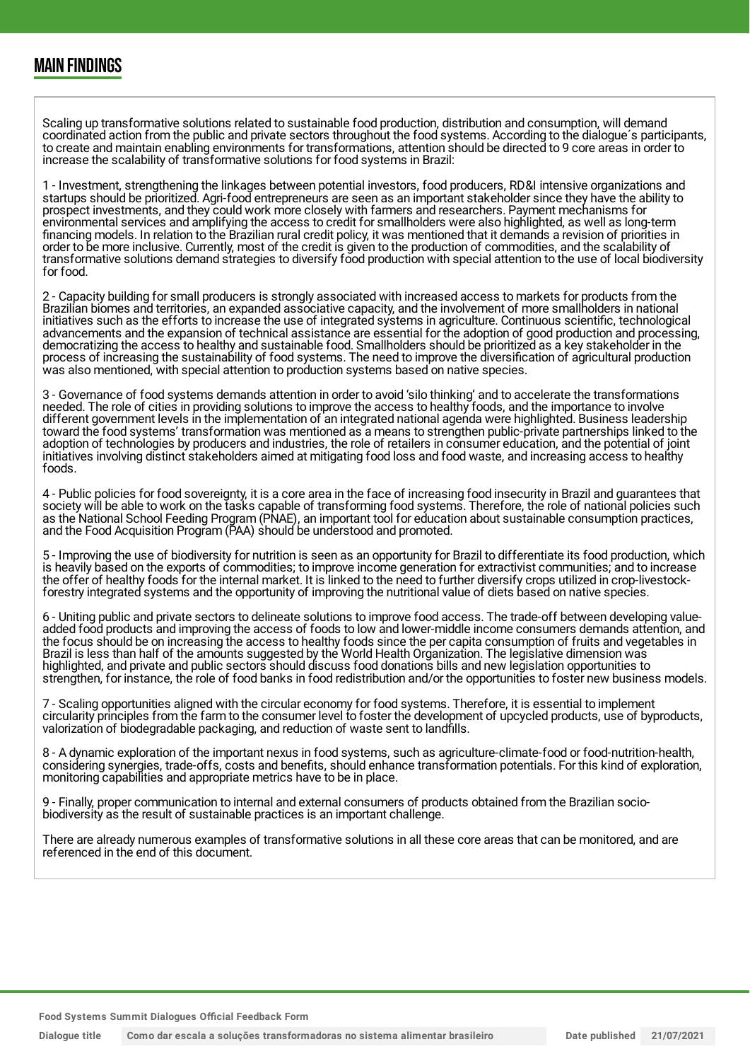## MAIN FINDINGS

Scaling up transformative solutions related to sustainable food production, distribution and consumption, will demand coordinated action from the public and private sectors throughout the food systems. According to the dialogue´s participants, to create and maintain enabling environments for transformations, attention should be directed to 9 core areas in order to increase the scalability of transformative solutions for food systems in Brazil:

1 - Investment, strengthening the linkages between potential investors, food producers, RD&I intensive organizations and startups should be prioritized. Agri-food entrepreneurs are seen as an important stakeholder since they have the ability to prospect investments, and they could work more closely with farmers and researchers. Payment mechanisms for environmental services and amplifying the access to credit for smallholders were also highlighted, as well as long-term financing models. In relation to the Brazilian rural credit policy, it was mentioned that it demands a revision of priorities in order to be more inclusive. Currently, most of the credit is given to the production of commodities, and the scalability of transformative solutions demand strategies to diversify food production with special attention to the use of local biodiversity for food.

2 - Capacity building for small producers is strongly associated with increased access to markets for products from the Brazilian biomes and territories, an expanded associative capacity, and the involvement of more smallholders in national initiatives such as the efforts to increase the use of integrated systems in agriculture. Continuous scientific, technological advancements and the expansion of technical assistance are essential for the adoption of good production and processing, democratizing the access to healthy and sustainable food. Smallholders should be prioritized as a key stakeholder in the process of increasing the sustainability of food systems. The need to improve the diversification of agricultural production was also mentioned, with special attention to production systems based on native species.

3 - Governance of food systems demands attention in order to avoid 'silo thinking' and to accelerate the transformations needed. The role of cities in providing solutions to improve the access to healthy foods, and the importance to involve different government levels in the implementation of an integrated national agenda were highlighted. Business leadership toward the food systems' transformation was mentioned as a means to strengthen public-private partnerships linked to the adoption of technologies by producers and industries, the role of retailers in consumer education, and the potential of joint initiatives involving distinct stakeholders aimed at mitigating food loss and food waste, and increasing access to healthy foods.

4 - Public policies for food sovereignty, it is a core area in the face of increasing food insecurity in Brazil and guarantees that society will be able to work on the tasks capable of transforming food systems. Therefore, the role of national policies such as the National School Feeding Program (PNAE), an important tool for education about sustainable consumption practices, and the Food Acquisition Program (PAA) should be understood and promoted.

5 - Improving the use of biodiversity for nutrition is seen as an opportunity for Brazil to differentiate its food production, which is heavily based on the exports of commodities; to improve income generation for extractivist communities; and to increase the offer of healthy foods for the internal market. It is linked to the need to further diversify crops utilized in crop-livestock-forestry integrated systems and the opportunity of improving the nutritional value of diets based on native species.

6 - Uniting public and private sectors to delineate solutions to improve food access. The trade-off between developing value-added food products and improving the access of foods to low and lower-middle income consumers demands attention, and the focus should be on increasing the access to healthy foods since the per capita consumption of fruits and vegetables in Brazil is less than half of the amounts suggested by the World Health Organization. The legislative dimension was highlighted, and private and public sectors should discuss food donations bills and new legislation opportunities to strengthen, for instance, the role of food banks in food redistribution and/or the opportunities to foster new business models.

7 - Scaling opportunities aligned with the circular economy for food systems. Therefore, it is essential to implement circularity principles from the farm to the consumer level to foster the development of upcycled products, use of byproducts, valorization of biodegradable packaging, and reduction of waste sent to landfills.

8 - A dynamic exploration of the important nexus in food systems, such as agriculture-climate-food or food-nutrition-health, considering synergies, trade-offs, costs and benefits, should enhance transformation potentials. For this kind of exploration, monitoring capabilities and appropriate metrics have to be in place.

9 - Finally, proper communication to internal and external consumers of products obtained from the Brazilian socio-biodiversity as the result of sustainable practices is an important challenge.

There are already numerous examples of transformative solutions in all these core areas that can be monitored, and are referenced in the end of this document.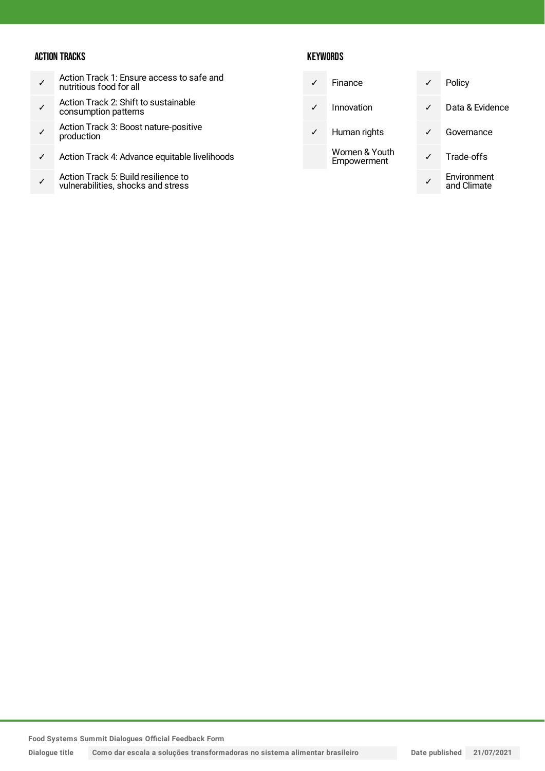### ACTION TRACKS

| | |
|---|---|
| ✓ | Action Track 1: Ensure access to safe and nutritious food for all |
| ✓ | Action Track 2: Shift to sustainable consumption patterns |
| ✓ | Action Track 3: Boost nature-positive production |
| ✓ | Action Track 4: Advance equitable livelihoods |
| ✓ | Action Track 5: Build resilience to vulnerabilities, shocks and stress |

### KEYWORDS

| | | | |
|---|---|---|---|
| ✓ | Finance | ✓ | Policy |
| ✓ | Innovation | ✓ | Data & Evidence |
| ✓ | Human rights | ✓ | Governance |
| | Women & Youth Empowerment | ✓ | Trade-offs |
| | | ✓ | Environment and Climate |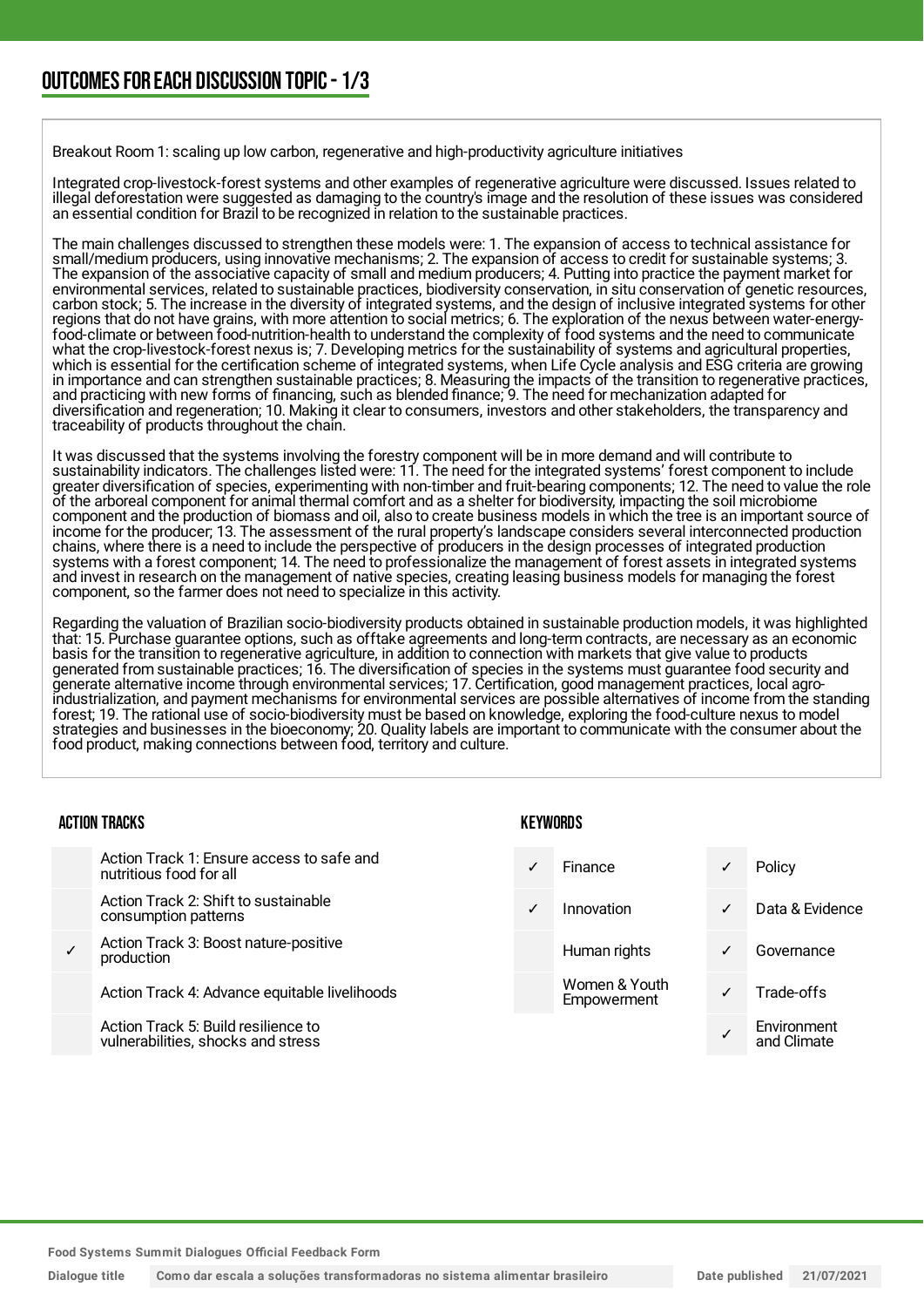## OUTCOMES FOR EACH DISCUSSION TOPIC - 1/3

Breakout Room 1: scaling up low carbon, regenerative and high-productivity agriculture initiatives

Integrated crop-livestock-forest systems and other examples of regenerative agriculture were discussed. Issues related to illegal deforestation were suggested as damaging to the country's image and the resolution of these issues was considered an essential condition for Brazil to be recognized in relation to the sustainable practices.

The main challenges discussed to strengthen these models were: 1. The expansion of access to technical assistance for small/medium producers, using innovative mechanisms; 2. The expansion of access to credit for sustainable systems; 3. The expansion of the associative capacity of small and medium producers; 4. Putting into practice the payment market for environmental services, related to sustainable practices, biodiversity conservation, in situ conservation of genetic resources, carbon stock; 5. The increase in the diversity of integrated systems, and the design of inclusive integrated systems for other regions that do not have grains, with more attention to social metrics; 6. The exploration of the nexus between water-energy-food-climate or between food-nutrition-health to understand the complexity of food systems and the need to communicate what the crop-livestock-forest nexus is; 7. Developing metrics for the sustainability of systems and agricultural properties, which is essential for the certification scheme of integrated systems, when Life Cycle analysis and ESG criteria are growing in importance and can strengthen sustainable practices; 8. Measuring the impacts of the transition to regenerative practices, and practicing with new forms of financing, such as blended finance; 9. The need for mechanization adapted for diversification and regeneration; 10. Making it clear to consumers, investors and other stakeholders, the transparency and traceability of products throughout the chain.

It was discussed that the systems involving the forestry component will be in more demand and will contribute to sustainability indicators. The challenges listed were: 11. The need for the integrated systems' forest component to include greater diversification of species, experimenting with non-timber and fruit-bearing components; 12. The need to value the role of the arboreal component for animal thermal comfort and as a shelter for biodiversity, impacting the soil microbiome component and the production of biomass and oil, also to create business models in which the tree is an important source of income for the producer; 13. The assessment of the rural property's landscape considers several interconnected production chains, where there is a need to include the perspective of producers in the design processes of integrated production systems with a forest component; 14. The need to professionalize the management of forest assets in integrated systems and invest in research on the management of native species, creating leasing business models for managing the forest component, so the farmer does not need to specialize in this activity.

Regarding the valuation of Brazilian socio-biodiversity products obtained in sustainable production models, it was highlighted that: 15. Purchase guarantee options, such as offtake agreements and long-term contracts, are necessary as an economic basis for the transition to regenerative agriculture, in addition to connection with markets that give value to products generated from sustainable practices; 16. The diversification of species in the systems must guarantee food security and generate alternative income through environmental services; 17. Certification, good management practices, local agro-industrialization, and payment mechanisms for environmental services are possible alternatives of income from the standing forest; 19. The rational use of socio-biodiversity must be based on knowledge, exploring the food-culture nexus to model strategies and businesses in the bioeconomy; 20. Quality labels are important to communicate with the consumer about the food product, making connections between food, territory and culture.

### ACTION TRACKS

| | |
|---|---|
| | Action Track 1: Ensure access to safe and nutritious food for all |
| | Action Track 2: Shift to sustainable consumption patterns |
| ✓ | Action Track 3: Boost nature-positive production |
| | Action Track 4: Advance equitable livelihoods |
| | Action Track 5: Build resilience to vulnerabilities, shocks and stress |

### KEYWORDS

| | | | |
|---|---|---|---|
| ✓ | Finance | ✓ | Policy |
| ✓ | Innovation | ✓ | Data & Evidence |
| | Human rights | ✓ | Governance |
| | Women & Youth Empowerment | ✓ | Trade-offs |
| | | ✓ | Environment and Climate |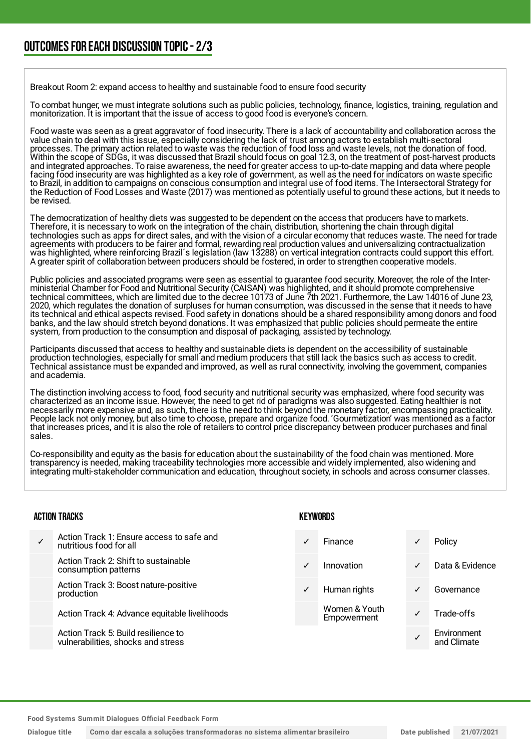## OUTCOMES FOR EACH DISCUSSION TOPIC - 2/3

Breakout Room 2: expand access to healthy and sustainable food to ensure food security

To combat hunger, we must integrate solutions such as public policies, technology, finance, logistics, training, regulation and monitorization. It is important that the issue of access to good food is everyone's concern.

Food waste was seen as a great aggravator of food insecurity. There is a lack of accountability and collaboration across the value chain to deal with this issue, especially considering the lack of trust among actors to establish multi-sectoral processes. The primary action related to waste was the reduction of food loss and waste levels, not the donation of food. Within the scope of SDGs, it was discussed that Brazil should focus on goal 12.3, on the treatment of post-harvest products and integrated approaches. To raise awareness, the need for greater access to up-to-date mapping and data where people facing food insecurity are was highlighted as a key role of government, as well as the need for indicators on waste specific to Brazil, in addition to campaigns on conscious consumption and integral use of food items. The Intersectoral Strategy for the Reduction of Food Losses and Waste (2017) was mentioned as potentially useful to ground these actions, but it needs to be revised.

The democratization of healthy diets was suggested to be dependent on the access that producers have to markets. Therefore, it is necessary to work on the integration of the chain, distribution, shortening the chain through digital technologies such as apps for direct sales, and with the vision of a circular economy that reduces waste. The need for trade agreements with producers to be fairer and formal, rewarding real production values and universalizing contractualization was highlighted, where reinforcing Brazil´s legislation (law 13288) on vertical integration contracts could support this effort. A greater spirit of collaboration between producers should be fostered, in order to strengthen cooperative models.

Public policies and associated programs were seen as essential to guarantee food security. Moreover, the role of the Inter-ministerial Chamber for Food and Nutritional Security (CAISAN) was highlighted, and it should promote comprehensive technical committees, which are limited due to the decree 10173 of June 7th 2021. Furthermore, the Law 14016 of June 23, 2020, which regulates the donation of surpluses for human consumption, was discussed in the sense that it needs to have its technical and ethical aspects revised. Food safety in donations should be a shared responsibility among donors and food banks, and the law should stretch beyond donations. It was emphasized that public policies should permeate the entire system, from production to the consumption and disposal of packaging, assisted by technology.

Participants discussed that access to healthy and sustainable diets is dependent on the accessibility of sustainable production technologies, especially for small and medium producers that still lack the basics such as access to credit. Technical assistance must be expanded and improved, as well as rural connectivity, involving the government, companies and academia.

The distinction involving access to food, food security and nutritional security was emphasized, where food security was characterized as an income issue. However, the need to get rid of paradigms was also suggested. Eating healthier is not necessarily more expensive and, as such, there is the need to think beyond the monetary factor, encompassing practicality. People lack not only money, but also time to choose, prepare and organize food. 'Gourmetization' was mentioned as a factor that increases prices, and it is also the role of retailers to control price discrepancy between producer purchases and final sales.

Co-responsibility and equity as the basis for education about the sustainability of the food chain was mentioned. More transparency is needed, making traceability technologies more accessible and widely implemented, also widening and integrating multi-stakeholder communication and education, throughout society, in schools and across consumer classes.

### ACTION TRACKS

| | |
|---|---|
| ✓ | Action Track 1: Ensure access to safe and nutritious food for all |
| | Action Track 2: Shift to sustainable consumption patterns |
| | Action Track 3: Boost nature-positive production |
| | Action Track 4: Advance equitable livelihoods |
| | Action Track 5: Build resilience to vulnerabilities, shocks and stress |

### KEYWORDS

| | | | |
|---|---|---|---|
| ✓ | Finance | ✓ | Policy |
| ✓ | Innovation | ✓ | Data & Evidence |
| ✓ | Human rights | ✓ | Governance |
| | Women & Youth Empowerment | ✓ | Trade-offs |
| | | ✓ | Environment and Climate |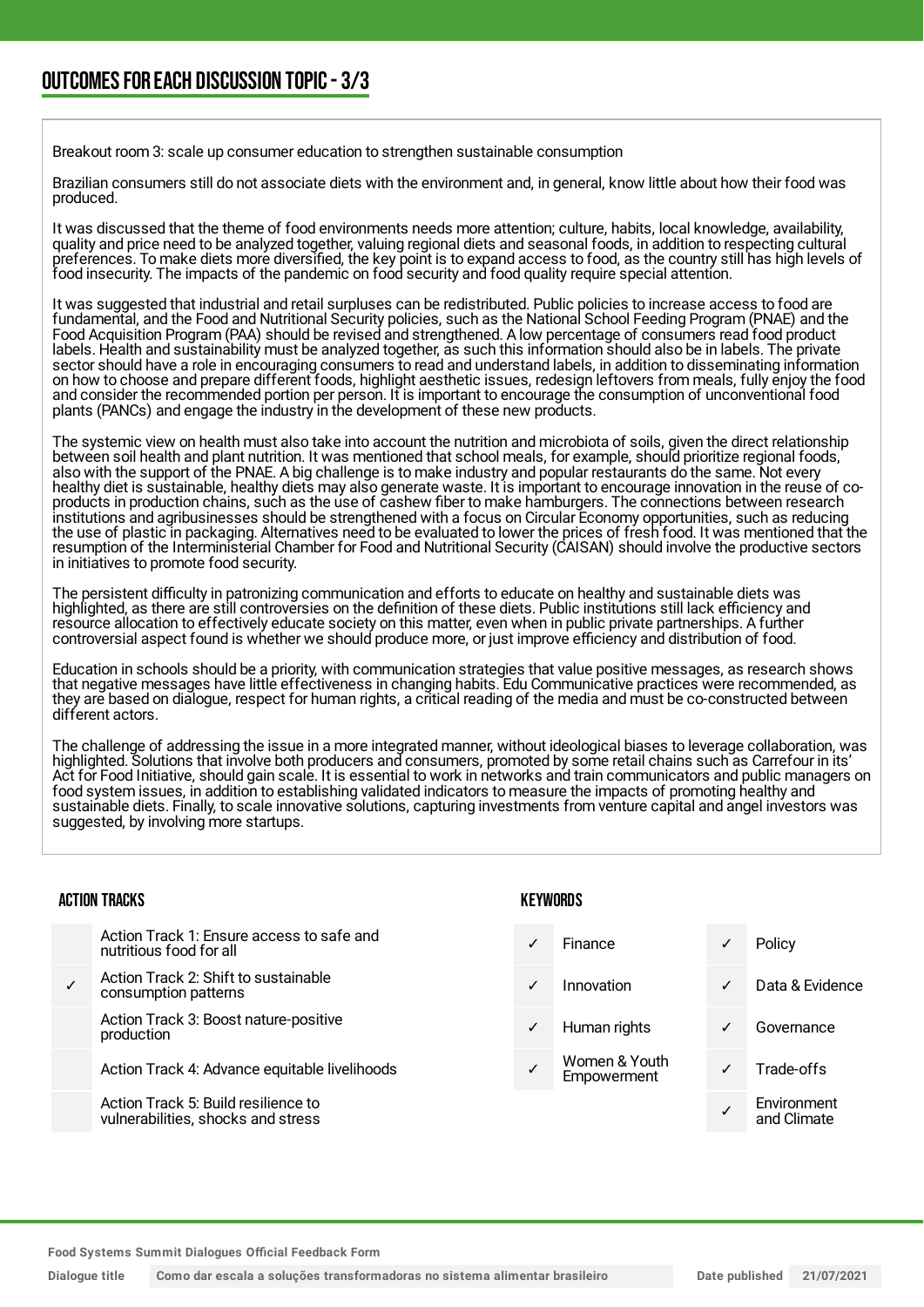## OUTCOMES FOR EACH DISCUSSION TOPIC - 3/3

Breakout room 3: scale up consumer education to strengthen sustainable consumption

Brazilian consumers still do not associate diets with the environment and, in general, know little about how their food was produced.

It was discussed that the theme of food environments needs more attention; culture, habits, local knowledge, availability, quality and price need to be analyzed together, valuing regional diets and seasonal foods, in addition to respecting cultural preferences. To make diets more diversified, the key point is to expand access to food, as the country still has high levels of food insecurity. The impacts of the pandemic on food security and food quality require special attention.

It was suggested that industrial and retail surpluses can be redistributed. Public policies to increase access to food are fundamental, and the Food and Nutritional Security policies, such as the National School Feeding Program (PNAE) and the Food Acquisition Program (PAA) should be revised and strengthened. A low percentage of consumers read food product labels. Health and sustainability must be analyzed together, as such this information should also be in labels. The private sector should have a role in encouraging consumers to read and understand labels, in addition to disseminating information on how to choose and prepare different foods, highlight aesthetic issues, redesign leftovers from meals, fully enjoy the food and consider the recommended portion per person. It is important to encourage the consumption of unconventional food plants (PANCs) and engage the industry in the development of these new products.

The systemic view on health must also take into account the nutrition and microbiota of soils, given the direct relationship between soil health and plant nutrition. It was mentioned that school meals, for example, should prioritize regional foods, also with the support of the PNAE. A big challenge is to make industry and popular restaurants do the same. Not every healthy diet is sustainable, healthy diets may also generate waste. It is important to encourage innovation in the reuse of co-products in production chains, such as the use of cashew fiber to make hamburgers. The connections between research institutions and agribusinesses should be strengthened with a focus on Circular Economy opportunities, such as reducing the use of plastic in packaging. Alternatives need to be evaluated to lower the prices of fresh food. It was mentioned that the resumption of the Interministerial Chamber for Food and Nutritional Security (CAISAN) should involve the productive sectors in initiatives to promote food security.

The persistent difficulty in patronizing communication and efforts to educate on healthy and sustainable diets was highlighted, as there are still controversies on the definition of these diets. Public institutions still lack efficiency and resource allocation to effectively educate society on this matter, even when in public private partnerships. A further controversial aspect found is whether we should produce more, or just improve efficiency and distribution of food.

Education in schools should be a priority, with communication strategies that value positive messages, as research shows that negative messages have little effectiveness in changing habits. Edu Communicative practices were recommended, as they are based on dialogue, respect for human rights, a critical reading of the media and must be co-constructed between different actors.

The challenge of addressing the issue in a more integrated manner, without ideological biases to leverage collaboration, was highlighted. Solutions that involve both producers and consumers, promoted by some retail chains such as Carrefour in its' Act for Food Initiative, should gain scale. It is essential to work in networks and train communicators and public managers on food system issues, in addition to establishing validated indicators to measure the impacts of promoting healthy and sustainable diets. Finally, to scale innovative solutions, capturing investments from venture capital and angel investors was suggested, by involving more startups.

### ACTION TRACKS

| | Action Track |
|---|---|
| | Action Track 1: Ensure access to safe and nutritious food for all |
| ✓ | Action Track 2: Shift to sustainable consumption patterns |
| | Action Track 3: Boost nature-positive production |
| | Action Track 4: Advance equitable livelihoods |
| | Action Track 5: Build resilience to vulnerabilities, shocks and stress |

### KEYWORDS

| | Keyword | | Keyword |
|---|---|---|---|
| ✓ | Finance | ✓ | Policy |
| ✓ | Innovation | ✓ | Data & Evidence |
| ✓ | Human rights | ✓ | Governance |
| ✓ | Women & Youth Empowerment | ✓ | Trade-offs |
| | | ✓ | Environment and Climate |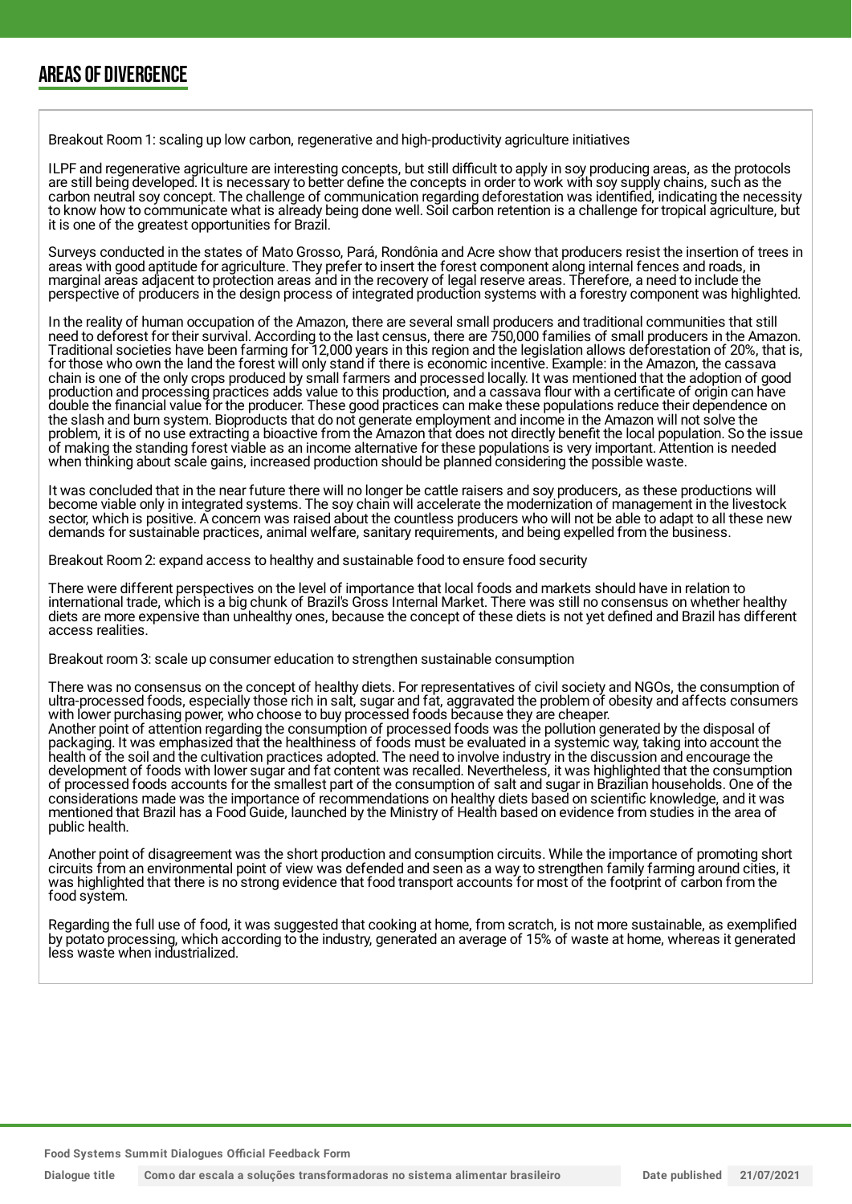## AREAS OF DIVERGENCE

Breakout Room 1: scaling up low carbon, regenerative and high-productivity agriculture initiatives

ILPF and regenerative agriculture are interesting concepts, but still difficult to apply in soy producing areas, as the protocols are still being developed. It is necessary to better define the concepts in order to work with soy supply chains, such as the carbon neutral soy concept. The challenge of communication regarding deforestation was identified, indicating the necessity to know how to communicate what is already being done well. Soil carbon retention is a challenge for tropical agriculture, but it is one of the greatest opportunities for Brazil.

Surveys conducted in the states of Mato Grosso, Pará, Rondônia and Acre show that producers resist the insertion of trees in areas with good aptitude for agriculture. They prefer to insert the forest component along internal fences and roads, in marginal areas adjacent to protection areas and in the recovery of legal reserve areas. Therefore, a need to include the perspective of producers in the design process of integrated production systems with a forestry component was highlighted.

In the reality of human occupation of the Amazon, there are several small producers and traditional communities that still need to deforest for their survival. According to the last census, there are 750,000 families of small producers in the Amazon. Traditional societies have been farming for 12,000 years in this region and the legislation allows deforestation of 20%, that is, for those who own the land the forest will only stand if there is economic incentive. Example: in the Amazon, the cassava chain is one of the only crops produced by small farmers and processed locally. It was mentioned that the adoption of good production and processing practices adds value to this production, and a cassava flour with a certificate of origin can have double the financial value for the producer. These good practices can make these populations reduce their dependence on the slash and burn system. Bioproducts that do not generate employment and income in the Amazon will not solve the problem, it is of no use extracting a bioactive from the Amazon that does not directly benefit the local population. So the issue of making the standing forest viable as an income alternative for these populations is very important. Attention is needed when thinking about scale gains, increased production should be planned considering the possible waste.

It was concluded that in the near future there will no longer be cattle raisers and soy producers, as these productions will become viable only in integrated systems. The soy chain will accelerate the modernization of management in the livestock sector, which is positive. A concern was raised about the countless producers who will not be able to adapt to all these new demands for sustainable practices, animal welfare, sanitary requirements, and being expelled from the business.

Breakout Room 2: expand access to healthy and sustainable food to ensure food security

There were different perspectives on the level of importance that local foods and markets should have in relation to international trade, which is a big chunk of Brazil's Gross Internal Market. There was still no consensus on whether healthy diets are more expensive than unhealthy ones, because the concept of these diets is not yet defined and Brazil has different access realities.

Breakout room 3: scale up consumer education to strengthen sustainable consumption

There was no consensus on the concept of healthy diets. For representatives of civil society and NGOs, the consumption of ultra-processed foods, especially those rich in salt, sugar and fat, aggravated the problem of obesity and affects consumers with lower purchasing power, who choose to buy processed foods because they are cheaper.
Another point of attention regarding the consumption of processed foods was the pollution generated by the disposal of packaging. It was emphasized that the healthiness of foods must be evaluated in a systemic way, taking into account the health of the soil and the cultivation practices adopted. The need to involve industry in the discussion and encourage the development of foods with lower sugar and fat content was recalled. Nevertheless, it was highlighted that the consumption of processed foods accounts for the smallest part of the consumption of salt and sugar in Brazilian households. One of the considerations made was the importance of recommendations on healthy diets based on scientific knowledge, and it was mentioned that Brazil has a Food Guide, launched by the Ministry of Health based on evidence from studies in the area of public health.

Another point of disagreement was the short production and consumption circuits. While the importance of promoting short circuits from an environmental point of view was defended and seen as a way to strengthen family farming around cities, it was highlighted that there is no strong evidence that food transport accounts for most of the footprint of carbon from the food system.

Regarding the full use of food, it was suggested that cooking at home, from scratch, is not more sustainable, as exemplified by potato processing, which according to the industry, generated an average of 15% of waste at home, whereas it generated less waste when industrialized.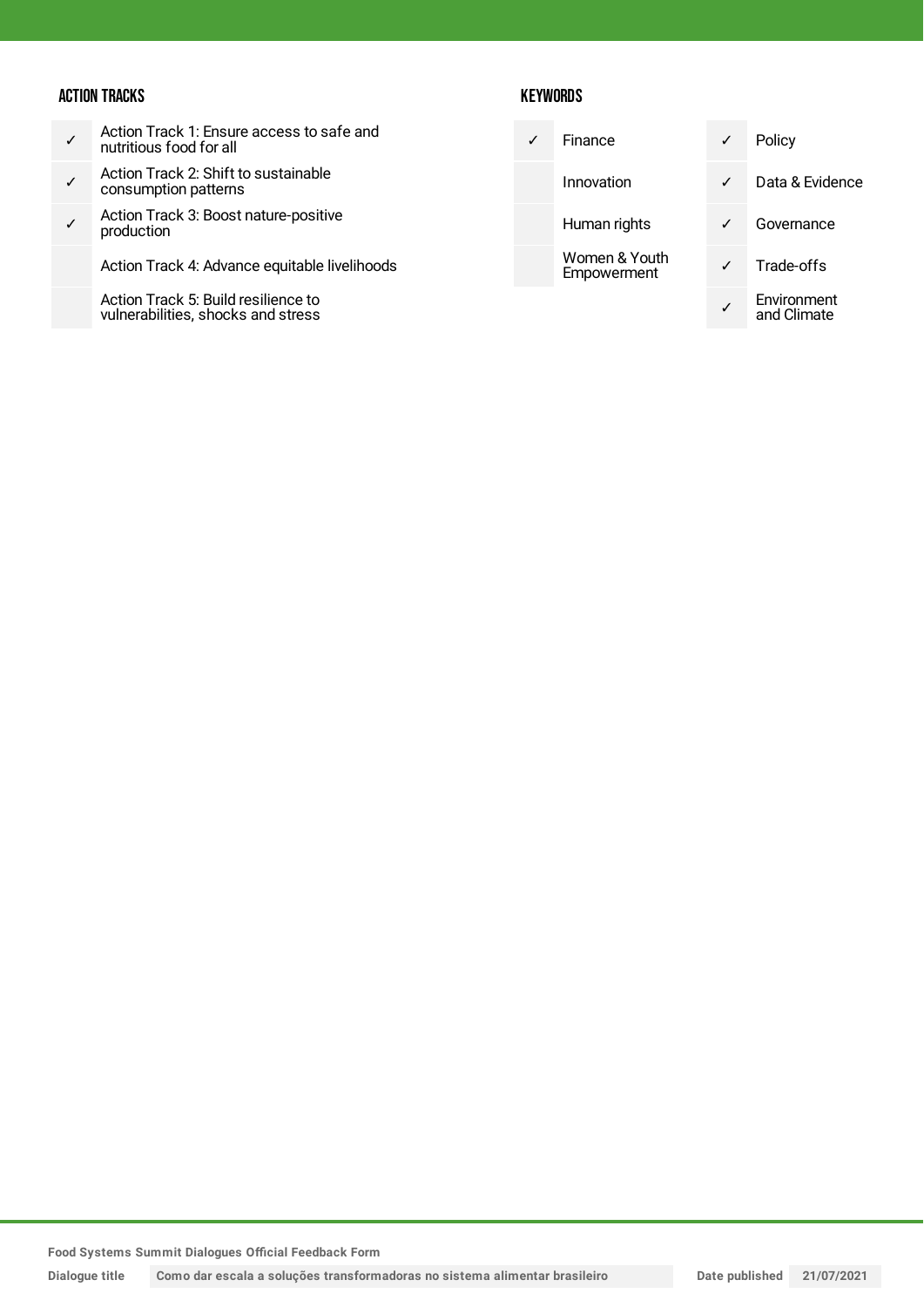### ACTION TRACKS

| | |
|---|---|
| ✓ | Action Track 1: Ensure access to safe and nutritious food for all |
| ✓ | Action Track 2: Shift to sustainable consumption patterns |
| ✓ | Action Track 3: Boost nature-positive production |
| | Action Track 4: Advance equitable livelihoods |
| | Action Track 5: Build resilience to vulnerabilities, shocks and stress |

### KEYWORDS

| | | | |
|---|---|---|---|
| ✓ | Finance | ✓ | Policy |
| | Innovation | ✓ | Data & Evidence |
| | Human rights | ✓ | Governance |
| | Women & Youth Empowerment | ✓ | Trade-offs |
| | | ✓ | Environment and Climate |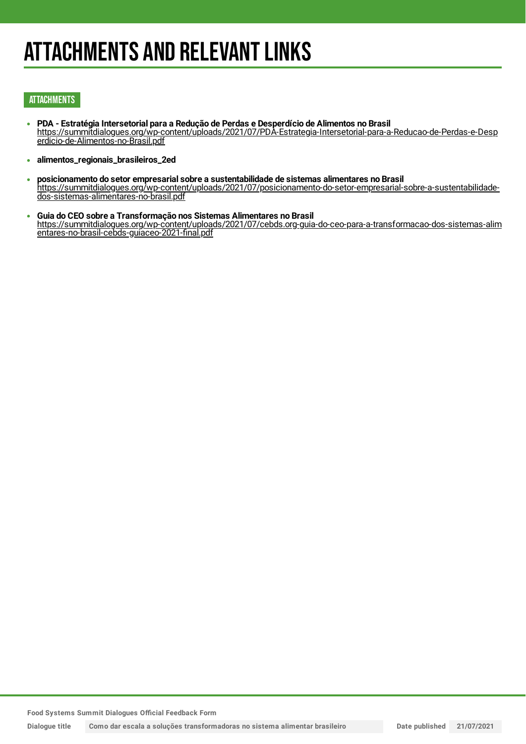# ATTACHMENTS AND RELEVANT LINKS

## ATTACHMENTS

- **PDA - Estratégia Intersetorial para a Redução de Perdas e Desperdício de Alimentos no Brasil**
  https://summitdialogues.org/wp-content/uploads/2021/07/PDA-Estrategia-Intersetorial-para-a-Reducao-de-Perdas-e-Desperdicio-de-Alimentos-no-Brasil.pdf

- **alimentos_regionais_brasileiros_2ed**

- **posicionamento do setor empresarial sobre a sustentabilidade de sistemas alimentares no Brasil**
  https://summitdialogues.org/wp-content/uploads/2021/07/posicionamento-do-setor-empresarial-sobre-a-sustentabilidade-dos-sistemas-alimentares-no-brasil.pdf

- **Guia do CEO sobre a Transformação nos Sistemas Alimentares no Brasil**
  https://summitdialogues.org/wp-content/uploads/2021/07/cebds.org-guia-do-ceo-para-a-transformacao-dos-sistemas-alimentares-no-brasil-cebds-guiaceo-2021-final.pdf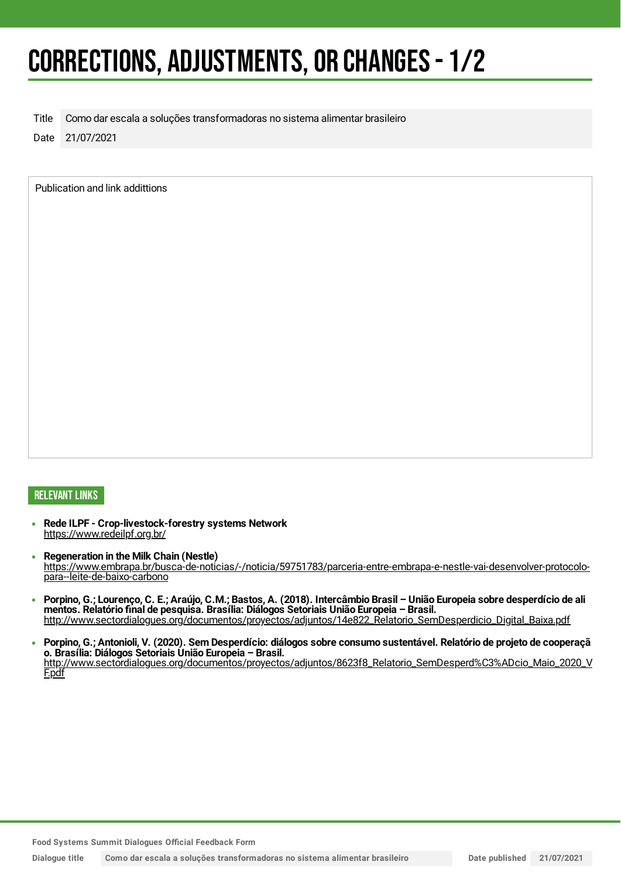# CORRECTIONS, ADJUSTMENTS, OR CHANGES - 1/2

| Title | Como dar escala a soluções transformadoras no sistema alimentar brasileiro |
|---|---|
| Date | 21/07/2021 |

Publication and link addittions

## RELEVANT LINKS

- **Rede ILPF - Crop-livestock-forestry systems Network**
  https://www.redeilpf.org.br/
- **Regeneration in the Milk Chain (Nestle)**
  https://www.embrapa.br/busca-de-noticias/-/noticia/59751783/parceria-entre-embrapa-e-nestle-vai-desenvolver-protocolo-para--leite-de-baixo-carbono
- **Porpino, G.; Lourenço, C. E.; Araújo, C.M.; Bastos, A. (2018). Intercâmbio Brasil – União Europeia sobre desperdício de alimentos. Relatório final de pesquisa. Brasília: Diálogos Setoriais União Europeia – Brasil.**
  http://www.sectordialogues.org/documentos/proyectos/adjuntos/14e822_Relatorio_SemDesperdicio_Digital_Baixa.pdf
- **Porpino, G.; Antonioli, V. (2020). Sem Desperdício: diálogos sobre consumo sustentável. Relatório de projeto de cooperação. Brasília: Diálogos Setoriais União Europeia – Brasil.**
  http://www.sectordialogues.org/documentos/proyectos/adjuntos/8623f8_Relatorio_SemDesperd%C3%ADcio_Maio_2020_VF.pdf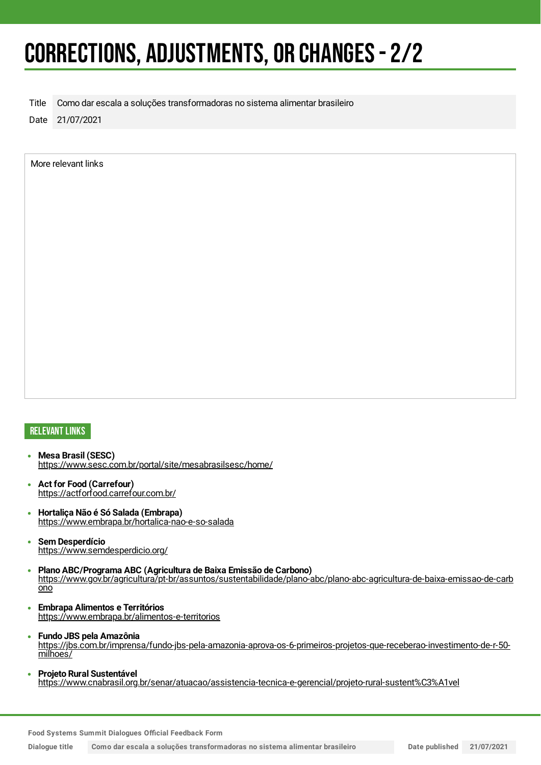# CORRECTIONS, ADJUSTMENTS, OR CHANGES - 2/2

| Title | Como dar escala a soluções transformadoras no sistema alimentar brasileiro |
| --- | --- |
| Date | 21/07/2021 |

More relevant links

## RELEVANT LINKS

- **Mesa Brasil (SESC)**
  https://www.sesc.com.br/portal/site/mesabrasilsesc/home/
- **Act for Food (Carrefour)**
  https://actforfood.carrefour.com.br/
- **Hortaliça Não é Só Salada (Embrapa)**
  https://www.embrapa.br/hortalica-nao-e-so-salada
- **Sem Desperdício**
  https://www.semdesperdicio.org/
- **Plano ABC/Programa ABC (Agricultura de Baixa Emissão de Carbono)**
  https://www.gov.br/agricultura/pt-br/assuntos/sustentabilidade/plano-abc/plano-abc-agricultura-de-baixa-emissao-de-carbono
- **Embrapa Alimentos e Territórios**
  https://www.embrapa.br/alimentos-e-territorios
- **Fundo JBS pela Amazônia**
  https://jbs.com.br/imprensa/fundo-jbs-pela-amazonia-aprova-os-6-primeiros-projetos-que-receberao-investimento-de-r-50-milhoes/
- **Projeto Rural Sustentável**
  https://www.cnabrasil.org.br/senar/atuacao/assistencia-tecnica-e-gerencial/projeto-rural-sustent%C3%A1vel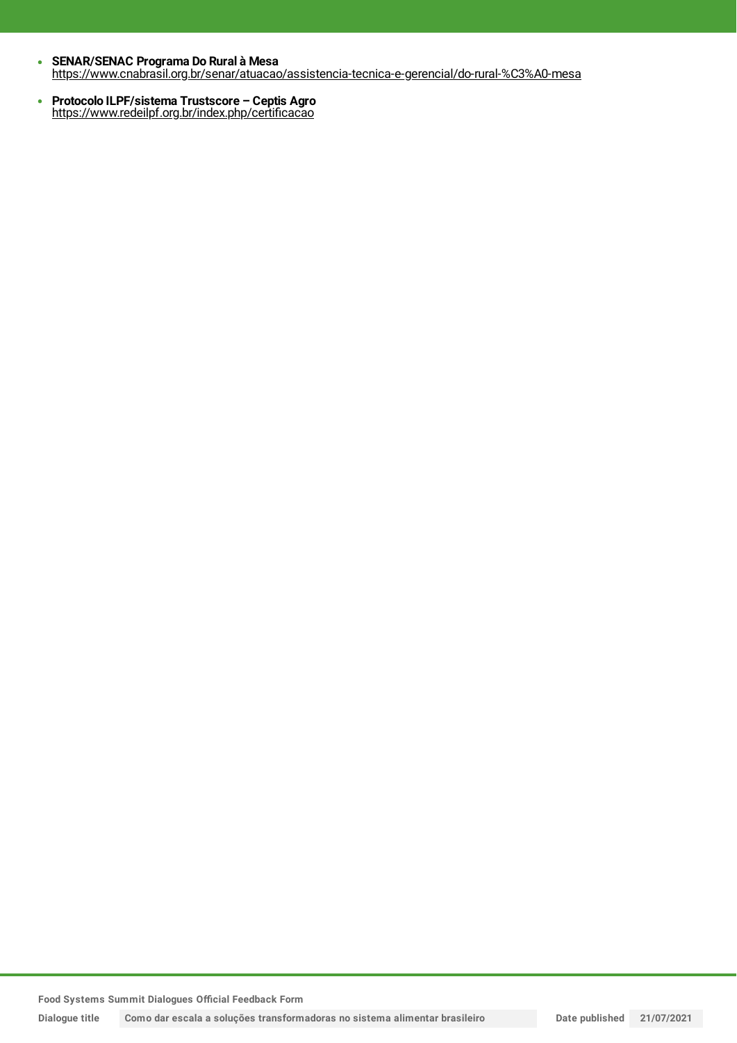- **SENAR/SENAC Programa Do Rural à Mesa**
  https://www.cnabrasil.org.br/senar/atuacao/assistencia-tecnica-e-gerencial/do-rural-%C3%A0-mesa
- **Protocolo ILPF/sistema Trustscore – Ceptis Agro**
  https://www.redeilpf.org.br/index.php/certificacao